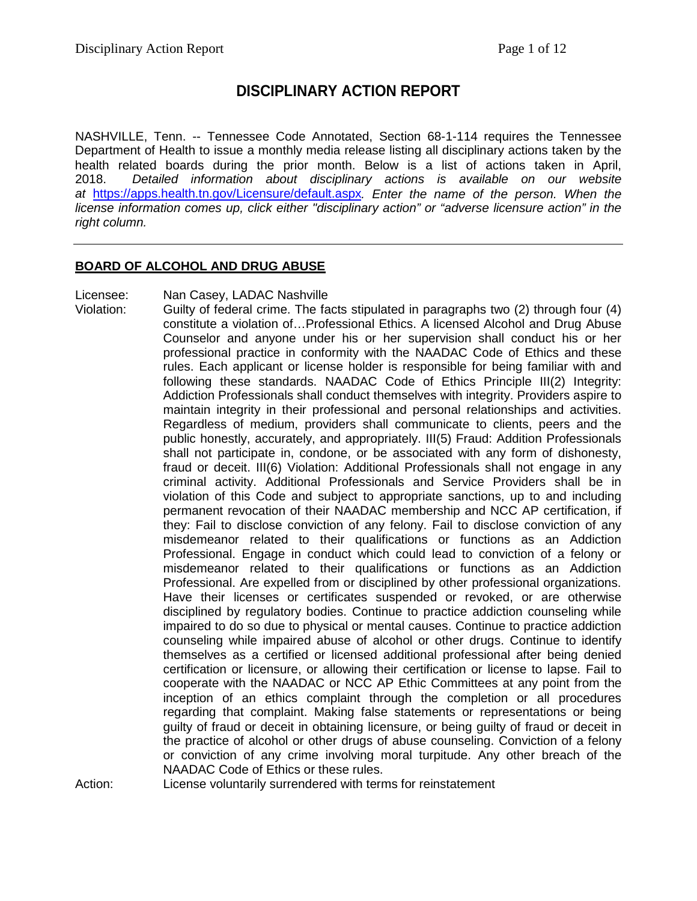# DISCIPLINARY ACTION REPORT

NASHVILLE, Tenn. -- Tennessee Code Annotated, Section 68-1-114 requires the Tennessee Department of Health to issue a monthly media release listing all disciplinary actions taken by the health related boards during the prior month. Below is a list of actions taken in April, 2018. *Detailed information about disciplinary actions is available on our website at* https://apps.health.tn.gov/Licensure/default.aspx*. Enter the name of the person. When the license information comes up, click either "disciplinary action" or "adverse licensure action" in the right column.*

---

## BOARD OF ALCOHOL AND DRUG ABUSE

Licensee: Nan Casey, LADAC Nashville

Violation: Guilty of federal crime. The facts stipulated in paragraphs two (2) through four (4) constitute a violation of…Professional Ethics. A licensed Alcohol and Drug Abuse Counselor and anyone under his or her supervision shall conduct his or her professional practice in conformity with the NAADAC Code of Ethics and these rules. Each applicant or license holder is responsible for being familiar with and following these standards. NAADAC Code of Ethics Principle III(2) Integrity: Addiction Professionals shall conduct themselves with integrity. Providers aspire to maintain integrity in their professional and personal relationships and activities. Regardless of medium, providers shall communicate to clients, peers and the public honestly, accurately, and appropriately. III(5) Fraud: Addition Professionals shall not participate in, condone, or be associated with any form of dishonesty, fraud or deceit. III(6) Violation: Additional Professionals shall not engage in any criminal activity. Additional Professionals and Service Providers shall be in violation of this Code and subject to appropriate sanctions, up to and including permanent revocation of their NAADAC membership and NCC AP certification, if they: Fail to disclose conviction of any felony. Fail to disclose conviction of any misdemeanor related to their qualifications or functions as an Addiction Professional. Engage in conduct which could lead to conviction of a felony or misdemeanor related to their qualifications or functions as an Addiction Professional. Are expelled from or disciplined by other professional organizations. Have their licenses or certificates suspended or revoked, or are otherwise disciplined by regulatory bodies. Continue to practice addiction counseling while impaired to do so due to physical or mental causes. Continue to practice addiction counseling while impaired abuse of alcohol or other drugs. Continue to identify themselves as a certified or licensed additional professional after being denied certification or licensure, or allowing their certification or license to lapse. Fail to cooperate with the NAADAC or NCC AP Ethic Committees at any point from the inception of an ethics complaint through the completion or all procedures regarding that complaint. Making false statements or representations or being guilty of fraud or deceit in obtaining licensure, or being guilty of fraud or deceit in the practice of alcohol or other drugs of abuse counseling. Conviction of a felony or conviction of any crime involving moral turpitude. Any other breach of the NAADAC Code of Ethics or these rules.

Action: License voluntarily surrendered with terms for reinstatement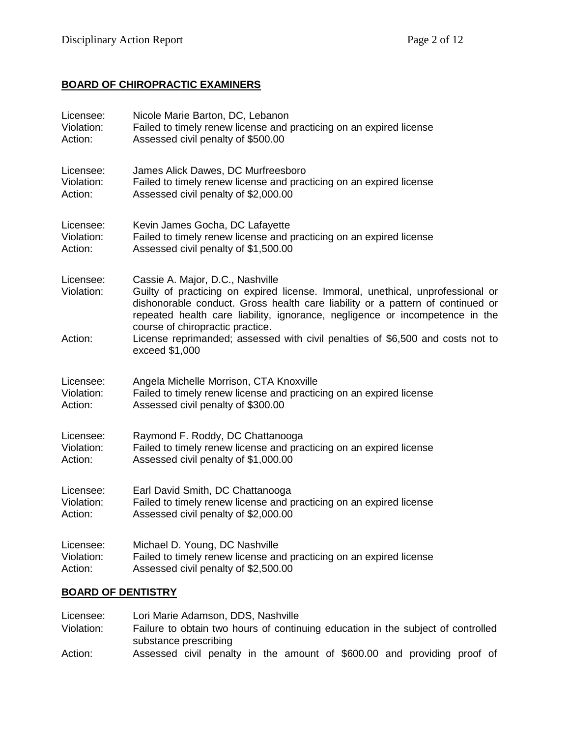## BOARD OF CHIROPRACTIC EXAMINERS

Licensee: Nicole Marie Barton, DC, Lebanon
Violation: Failed to timely renew license and practicing on an expired license
Action: Assessed civil penalty of $500.00

Licensee: James Alick Dawes, DC Murfreesboro
Violation: Failed to timely renew license and practicing on an expired license
Action: Assessed civil penalty of $2,000.00

Licensee: Kevin James Gocha, DC Lafayette
Violation: Failed to timely renew license and practicing on an expired license
Action: Assessed civil penalty of $1,500.00

Licensee: Cassie A. Major, D.C., Nashville
Violation: Guilty of practicing on expired license. Immoral, unethical, unprofessional or dishonorable conduct. Gross health care liability or a pattern of continued or repeated health care liability, ignorance, negligence or incompetence in the course of chiropractic practice.
Action: License reprimanded; assessed with civil penalties of $6,500 and costs not to exceed $1,000

Licensee: Angela Michelle Morrison, CTA Knoxville
Violation: Failed to timely renew license and practicing on an expired license
Action: Assessed civil penalty of $300.00

Licensee: Raymond F. Roddy, DC Chattanooga
Violation: Failed to timely renew license and practicing on an expired license
Action: Assessed civil penalty of $1,000.00

Licensee: Earl David Smith, DC Chattanooga
Violation: Failed to timely renew license and practicing on an expired license
Action: Assessed civil penalty of $2,000.00

Licensee: Michael D. Young, DC Nashville
Violation: Failed to timely renew license and practicing on an expired license
Action: Assessed civil penalty of $2,500.00

## BOARD OF DENTISTRY

Licensee: Lori Marie Adamson, DDS, Nashville
Violation: Failure to obtain two hours of continuing education in the subject of controlled substance prescribing
Action: Assessed civil penalty in the amount of $600.00 and providing proof of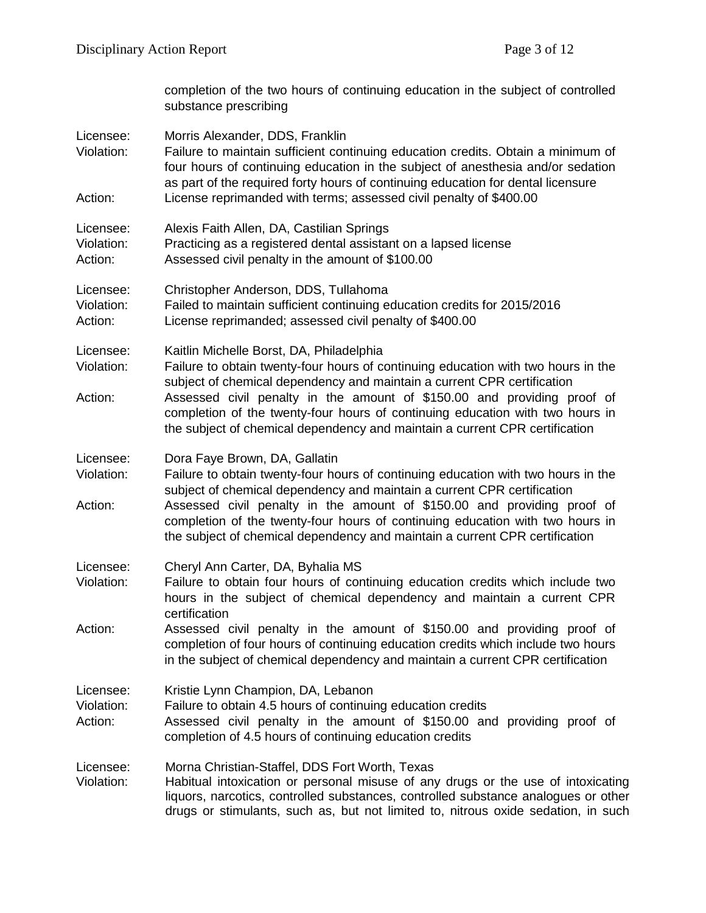completion of the two hours of continuing education in the subject of controlled substance prescribing

Licensee: Morris Alexander, DDS, Franklin
Violation: Failure to maintain sufficient continuing education credits. Obtain a minimum of four hours of continuing education in the subject of anesthesia and/or sedation as part of the required forty hours of continuing education for dental licensure
Action: License reprimanded with terms; assessed civil penalty of $400.00

Licensee: Alexis Faith Allen, DA, Castilian Springs
Violation: Practicing as a registered dental assistant on a lapsed license
Action: Assessed civil penalty in the amount of $100.00

Licensee: Christopher Anderson, DDS, Tullahoma
Violation: Failed to maintain sufficient continuing education credits for 2015/2016
Action: License reprimanded; assessed civil penalty of $400.00

Licensee: Kaitlin Michelle Borst, DA, Philadelphia
Violation: Failure to obtain twenty-four hours of continuing education with two hours in the subject of chemical dependency and maintain a current CPR certification
Action: Assessed civil penalty in the amount of $150.00 and providing proof of completion of the twenty-four hours of continuing education with two hours in the subject of chemical dependency and maintain a current CPR certification

Licensee: Dora Faye Brown, DA, Gallatin
Violation: Failure to obtain twenty-four hours of continuing education with two hours in the subject of chemical dependency and maintain a current CPR certification
Action: Assessed civil penalty in the amount of $150.00 and providing proof of completion of the twenty-four hours of continuing education with two hours in the subject of chemical dependency and maintain a current CPR certification

Licensee: Cheryl Ann Carter, DA, Byhalia MS
Violation: Failure to obtain four hours of continuing education credits which include two hours in the subject of chemical dependency and maintain a current CPR certification
Action: Assessed civil penalty in the amount of $150.00 and providing proof of completion of four hours of continuing education credits which include two hours in the subject of chemical dependency and maintain a current CPR certification

Licensee: Kristie Lynn Champion, DA, Lebanon
Violation: Failure to obtain 4.5 hours of continuing education credits
Action: Assessed civil penalty in the amount of $150.00 and providing proof of completion of 4.5 hours of continuing education credits

Licensee: Morna Christian-Staffel, DDS Fort Worth, Texas
Violation: Habitual intoxication or personal misuse of any drugs or the use of intoxicating liquors, narcotics, controlled substances, controlled substance analogues or other drugs or stimulants, such as, but not limited to, nitrous oxide sedation, in such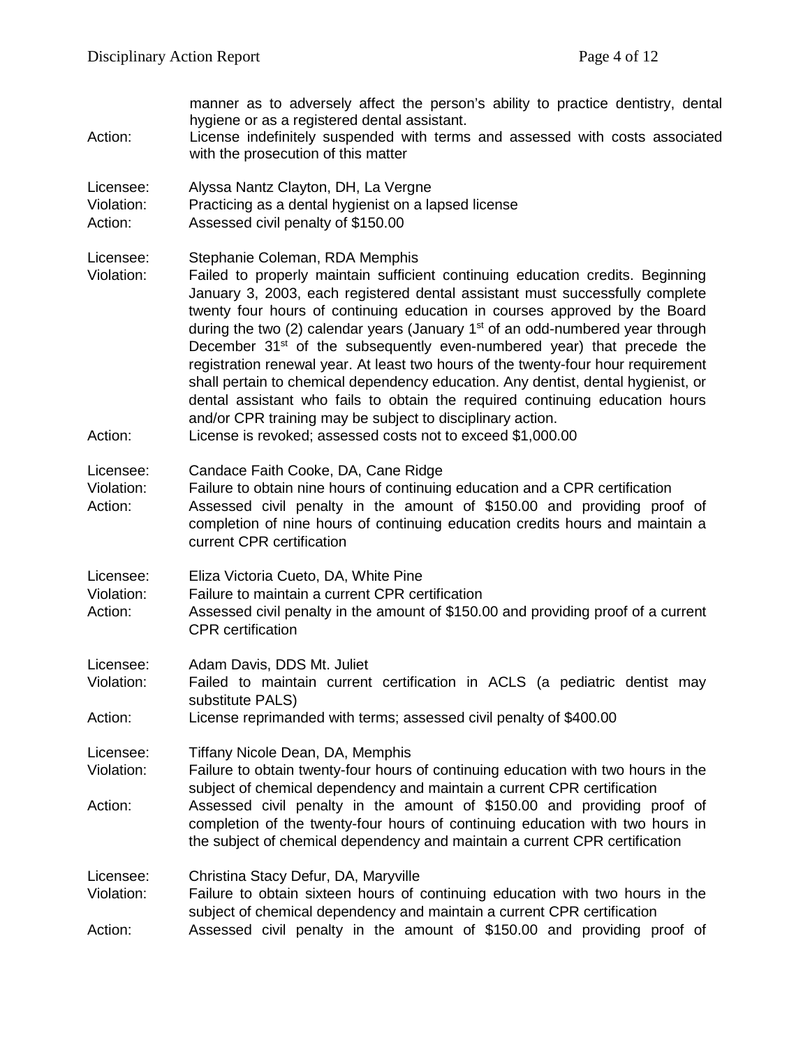manner as to adversely affect the person's ability to practice dentistry, dental hygiene or as a registered dental assistant.

Action: License indefinitely suspended with terms and assessed with costs associated with the prosecution of this matter

Licensee: Alyssa Nantz Clayton, DH, La Vergne
Violation: Practicing as a dental hygienist on a lapsed license
Action: Assessed civil penalty of $150.00

Licensee: Stephanie Coleman, RDA Memphis
Violation: Failed to properly maintain sufficient continuing education credits. Beginning January 3, 2003, each registered dental assistant must successfully complete twenty four hours of continuing education in courses approved by the Board during the two (2) calendar years (January 1st of an odd-numbered year through December 31st of the subsequently even-numbered year) that precede the registration renewal year. At least two hours of the twenty-four hour requirement shall pertain to chemical dependency education. Any dentist, dental hygienist, or dental assistant who fails to obtain the required continuing education hours and/or CPR training may be subject to disciplinary action.
Action: License is revoked; assessed costs not to exceed $1,000.00

Licensee: Candace Faith Cooke, DA, Cane Ridge
Violation: Failure to obtain nine hours of continuing education and a CPR certification
Action: Assessed civil penalty in the amount of $150.00 and providing proof of completion of nine hours of continuing education credits hours and maintain a current CPR certification

Licensee: Eliza Victoria Cueto, DA, White Pine
Violation: Failure to maintain a current CPR certification
Action: Assessed civil penalty in the amount of $150.00 and providing proof of a current CPR certification

Licensee: Adam Davis, DDS Mt. Juliet
Violation: Failed to maintain current certification in ACLS (a pediatric dentist may substitute PALS)
Action: License reprimanded with terms; assessed civil penalty of $400.00

Licensee: Tiffany Nicole Dean, DA, Memphis
Violation: Failure to obtain twenty-four hours of continuing education with two hours in the subject of chemical dependency and maintain a current CPR certification
Action: Assessed civil penalty in the amount of $150.00 and providing proof of completion of the twenty-four hours of continuing education with two hours in the subject of chemical dependency and maintain a current CPR certification

Licensee: Christina Stacy Defur, DA, Maryville
Violation: Failure to obtain sixteen hours of continuing education with two hours in the subject of chemical dependency and maintain a current CPR certification
Action: Assessed civil penalty in the amount of $150.00 and providing proof of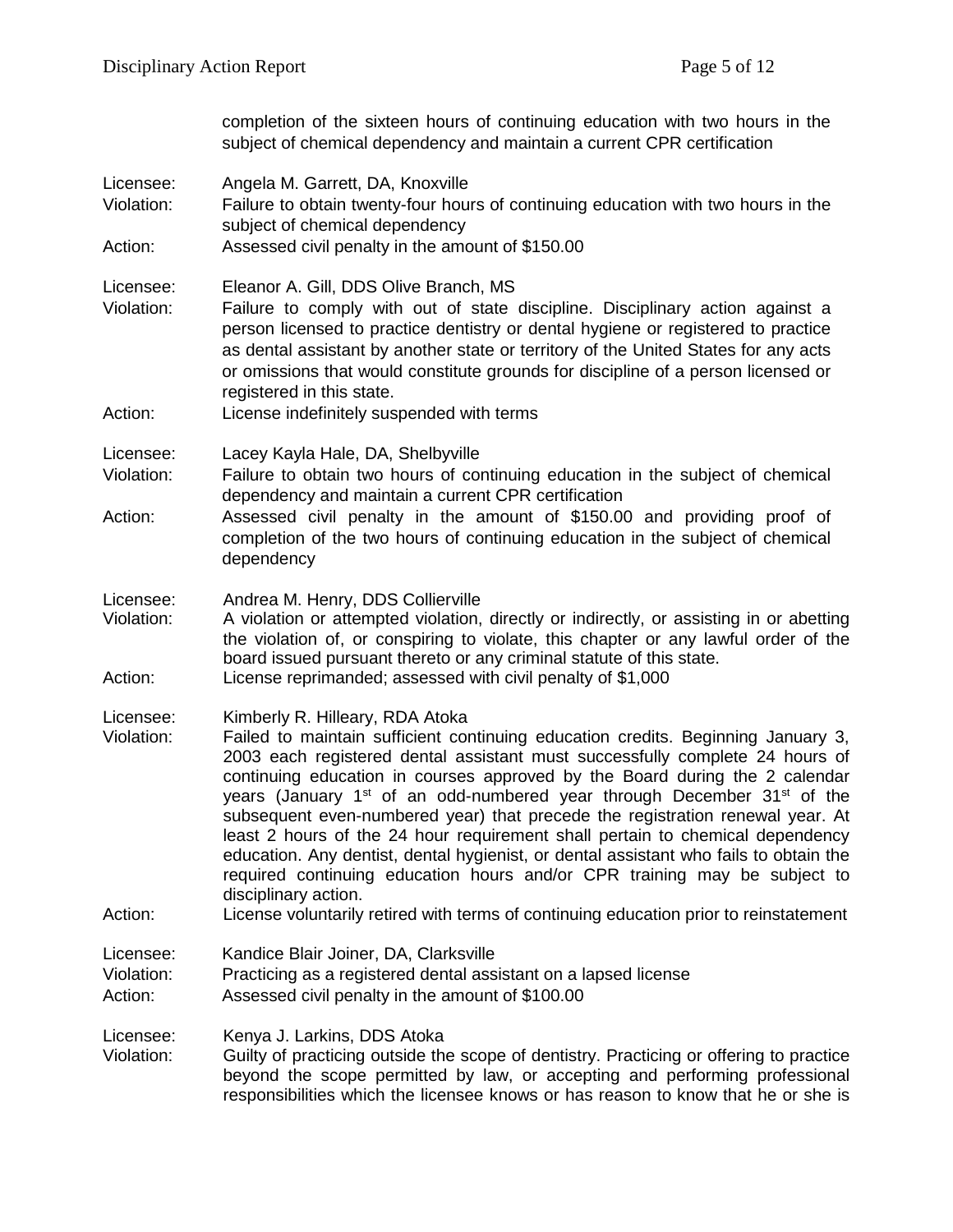completion of the sixteen hours of continuing education with two hours in the subject of chemical dependency and maintain a current CPR certification

Licensee: Angela M. Garrett, DA, Knoxville
Violation: Failure to obtain twenty-four hours of continuing education with two hours in the subject of chemical dependency
Action: Assessed civil penalty in the amount of $150.00

Licensee: Eleanor A. Gill, DDS Olive Branch, MS
Violation: Failure to comply with out of state discipline. Disciplinary action against a person licensed to practice dentistry or dental hygiene or registered to practice as dental assistant by another state or territory of the United States for any acts or omissions that would constitute grounds for discipline of a person licensed or registered in this state.
Action: License indefinitely suspended with terms

Licensee: Lacey Kayla Hale, DA, Shelbyville
Violation: Failure to obtain two hours of continuing education in the subject of chemical dependency and maintain a current CPR certification
Action: Assessed civil penalty in the amount of $150.00 and providing proof of completion of the two hours of continuing education in the subject of chemical dependency

Licensee: Andrea M. Henry, DDS Collierville
Violation: A violation or attempted violation, directly or indirectly, or assisting in or abetting the violation of, or conspiring to violate, this chapter or any lawful order of the board issued pursuant thereto or any criminal statute of this state.
Action: License reprimanded; assessed with civil penalty of $1,000

Licensee: Kimberly R. Hilleary, RDA Atoka
Violation: Failed to maintain sufficient continuing education credits. Beginning January 3, 2003 each registered dental assistant must successfully complete 24 hours of continuing education in courses approved by the Board during the 2 calendar years (January 1st of an odd-numbered year through December 31st of the subsequent even-numbered year) that precede the registration renewal year. At least 2 hours of the 24 hour requirement shall pertain to chemical dependency education. Any dentist, dental hygienist, or dental assistant who fails to obtain the required continuing education hours and/or CPR training may be subject to disciplinary action.
Action: License voluntarily retired with terms of continuing education prior to reinstatement

Licensee: Kandice Blair Joiner, DA, Clarksville
Violation: Practicing as a registered dental assistant on a lapsed license
Action: Assessed civil penalty in the amount of $100.00

Licensee: Kenya J. Larkins, DDS Atoka
Violation: Guilty of practicing outside the scope of dentistry. Practicing or offering to practice beyond the scope permitted by law, or accepting and performing professional responsibilities which the licensee knows or has reason to know that he or she is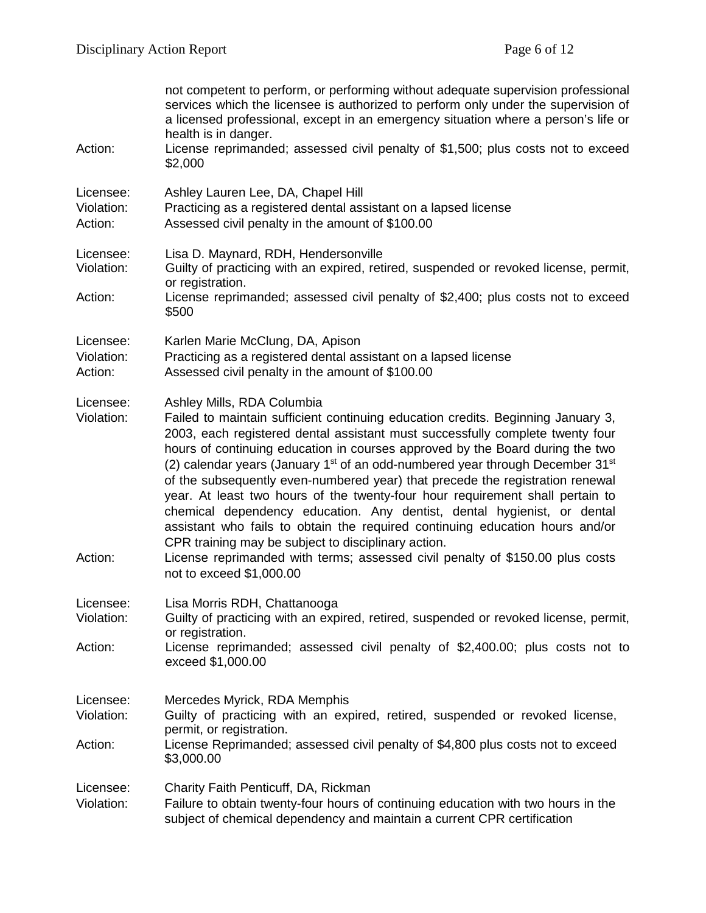not competent to perform, or performing without adequate supervision professional services which the licensee is authorized to perform only under the supervision of a licensed professional, except in an emergency situation where a person's life or health is in danger.

Action: License reprimanded; assessed civil penalty of $1,500; plus costs not to exceed $2,000

Licensee: Ashley Lauren Lee, DA, Chapel Hill
Violation: Practicing as a registered dental assistant on a lapsed license
Action: Assessed civil penalty in the amount of $100.00

Licensee: Lisa D. Maynard, RDH, Hendersonville
Violation: Guilty of practicing with an expired, retired, suspended or revoked license, permit, or registration.
Action: License reprimanded; assessed civil penalty of $2,400; plus costs not to exceed $500

Licensee: Karlen Marie McClung, DA, Apison
Violation: Practicing as a registered dental assistant on a lapsed license
Action: Assessed civil penalty in the amount of $100.00

Licensee: Ashley Mills, RDA Columbia
Violation: Failed to maintain sufficient continuing education credits. Beginning January 3, 2003, each registered dental assistant must successfully complete twenty four hours of continuing education in courses approved by the Board during the two (2) calendar years (January 1st of an odd-numbered year through December 31st of the subsequently even-numbered year) that precede the registration renewal year. At least two hours of the twenty-four hour requirement shall pertain to chemical dependency education. Any dentist, dental hygienist, or dental assistant who fails to obtain the required continuing education hours and/or CPR training may be subject to disciplinary action.
Action: License reprimanded with terms; assessed civil penalty of $150.00 plus costs not to exceed $1,000.00

Licensee: Lisa Morris RDH, Chattanooga
Violation: Guilty of practicing with an expired, retired, suspended or revoked license, permit, or registration.
Action: License reprimanded; assessed civil penalty of $2,400.00; plus costs not to exceed $1,000.00

Licensee: Mercedes Myrick, RDA Memphis
Violation: Guilty of practicing with an expired, retired, suspended or revoked license, permit, or registration.
Action: License Reprimanded; assessed civil penalty of $4,800 plus costs not to exceed $3,000.00

Licensee: Charity Faith Penticuff, DA, Rickman
Violation: Failure to obtain twenty-four hours of continuing education with two hours in the subject of chemical dependency and maintain a current CPR certification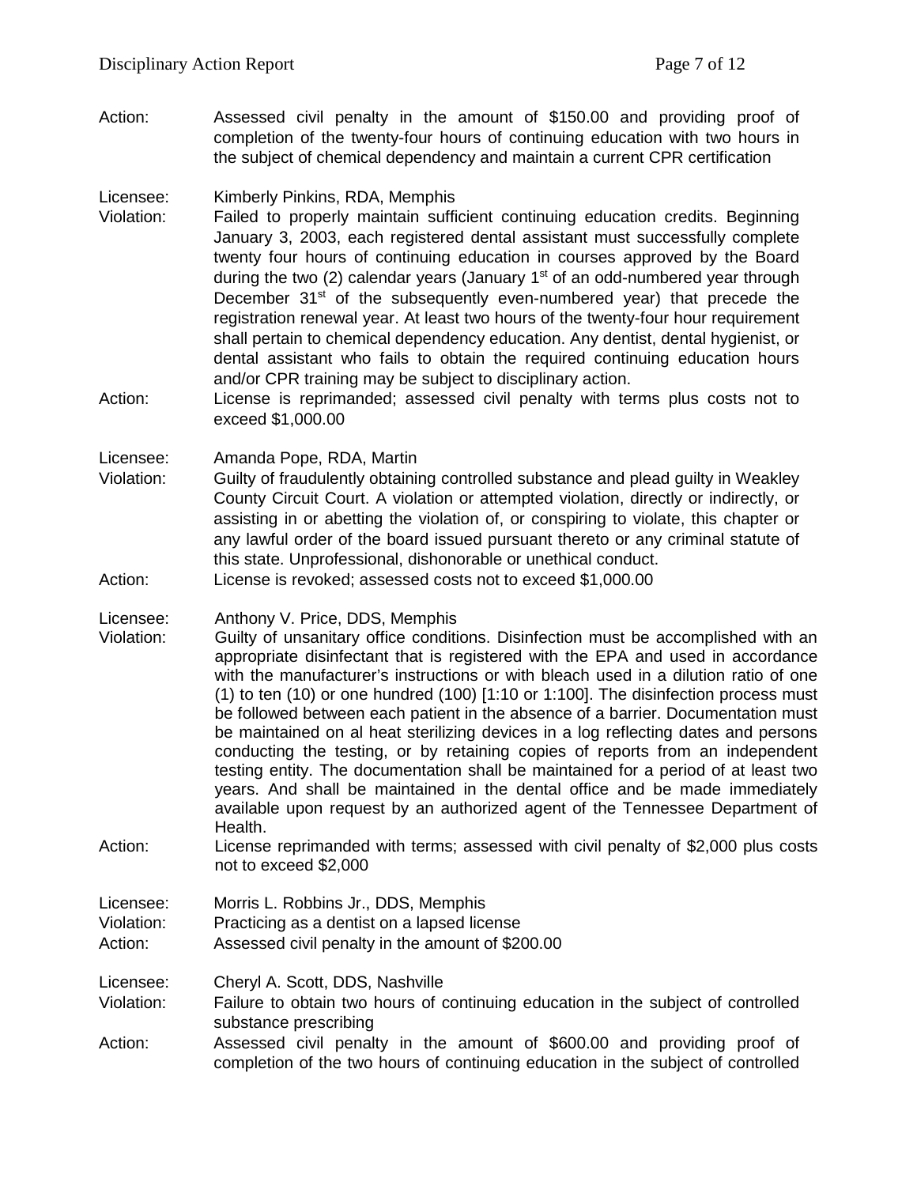Action: Assessed civil penalty in the amount of $150.00 and providing proof of completion of the twenty-four hours of continuing education with two hours in the subject of chemical dependency and maintain a current CPR certification

Licensee: Kimberly Pinkins, RDA, Memphis
Violation: Failed to properly maintain sufficient continuing education credits. Beginning January 3, 2003, each registered dental assistant must successfully complete twenty four hours of continuing education in courses approved by the Board during the two (2) calendar years (January 1st of an odd-numbered year through December 31st of the subsequently even-numbered year) that precede the registration renewal year. At least two hours of the twenty-four hour requirement shall pertain to chemical dependency education. Any dentist, dental hygienist, or dental assistant who fails to obtain the required continuing education hours and/or CPR training may be subject to disciplinary action.
Action: License is reprimanded; assessed civil penalty with terms plus costs not to exceed $1,000.00

Licensee: Amanda Pope, RDA, Martin
Violation: Guilty of fraudulently obtaining controlled substance and plead guilty in Weakley County Circuit Court. A violation or attempted violation, directly or indirectly, or assisting in or abetting the violation of, or conspiring to violate, this chapter or any lawful order of the board issued pursuant thereto or any criminal statute of this state. Unprofessional, dishonorable or unethical conduct.
Action: License is revoked; assessed costs not to exceed $1,000.00

Licensee: Anthony V. Price, DDS, Memphis
Violation: Guilty of unsanitary office conditions. Disinfection must be accomplished with an appropriate disinfectant that is registered with the EPA and used in accordance with the manufacturer's instructions or with bleach used in a dilution ratio of one (1) to ten (10) or one hundred (100) [1:10 or 1:100]. The disinfection process must be followed between each patient in the absence of a barrier. Documentation must be maintained on al heat sterilizing devices in a log reflecting dates and persons conducting the testing, or by retaining copies of reports from an independent testing entity. The documentation shall be maintained for a period of at least two years. And shall be maintained in the dental office and be made immediately available upon request by an authorized agent of the Tennessee Department of Health.
Action: License reprimanded with terms; assessed with civil penalty of $2,000 plus costs not to exceed $2,000

Licensee: Morris L. Robbins Jr., DDS, Memphis
Violation: Practicing as a dentist on a lapsed license
Action: Assessed civil penalty in the amount of $200.00

Licensee: Cheryl A. Scott, DDS, Nashville
Violation: Failure to obtain two hours of continuing education in the subject of controlled substance prescribing
Action: Assessed civil penalty in the amount of $600.00 and providing proof of completion of the two hours of continuing education in the subject of controlled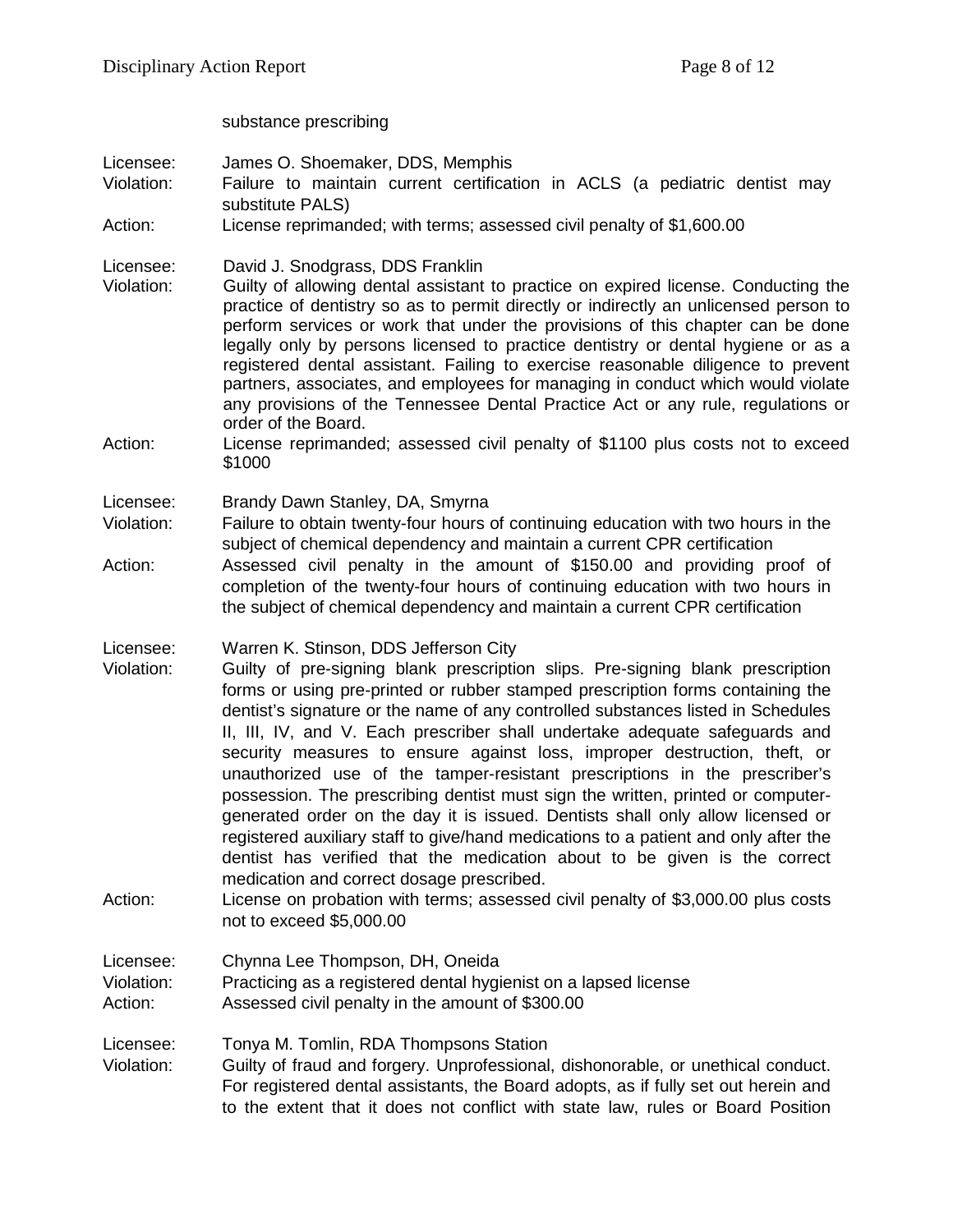substance prescribing

Licensee: James O. Shoemaker, DDS, Memphis
Violation: Failure to maintain current certification in ACLS (a pediatric dentist may substitute PALS)
Action: License reprimanded; with terms; assessed civil penalty of $1,600.00

Licensee: David J. Snodgrass, DDS Franklin
Violation: Guilty of allowing dental assistant to practice on expired license. Conducting the practice of dentistry so as to permit directly or indirectly an unlicensed person to perform services or work that under the provisions of this chapter can be done legally only by persons licensed to practice dentistry or dental hygiene or as a registered dental assistant. Failing to exercise reasonable diligence to prevent partners, associates, and employees for managing in conduct which would violate any provisions of the Tennessee Dental Practice Act or any rule, regulations or order of the Board.
Action: License reprimanded; assessed civil penalty of $1100 plus costs not to exceed $1000

Licensee: Brandy Dawn Stanley, DA, Smyrna
Violation: Failure to obtain twenty-four hours of continuing education with two hours in the subject of chemical dependency and maintain a current CPR certification
Action: Assessed civil penalty in the amount of $150.00 and providing proof of completion of the twenty-four hours of continuing education with two hours in the subject of chemical dependency and maintain a current CPR certification

Licensee: Warren K. Stinson, DDS Jefferson City
Violation: Guilty of pre-signing blank prescription slips. Pre-signing blank prescription forms or using pre-printed or rubber stamped prescription forms containing the dentist's signature or the name of any controlled substances listed in Schedules II, III, IV, and V. Each prescriber shall undertake adequate safeguards and security measures to ensure against loss, improper destruction, theft, or unauthorized use of the tamper-resistant prescriptions in the prescriber's possession. The prescribing dentist must sign the written, printed or computer-generated order on the day it is issued. Dentists shall only allow licensed or registered auxiliary staff to give/hand medications to a patient and only after the dentist has verified that the medication about to be given is the correct medication and correct dosage prescribed.
Action: License on probation with terms; assessed civil penalty of $3,000.00 plus costs not to exceed $5,000.00

Licensee: Chynna Lee Thompson, DH, Oneida
Violation: Practicing as a registered dental hygienist on a lapsed license
Action: Assessed civil penalty in the amount of $300.00

Licensee: Tonya M. Tomlin, RDA Thompsons Station
Violation: Guilty of fraud and forgery. Unprofessional, dishonorable, or unethical conduct. For registered dental assistants, the Board adopts, as if fully set out herein and to the extent that it does not conflict with state law, rules or Board Position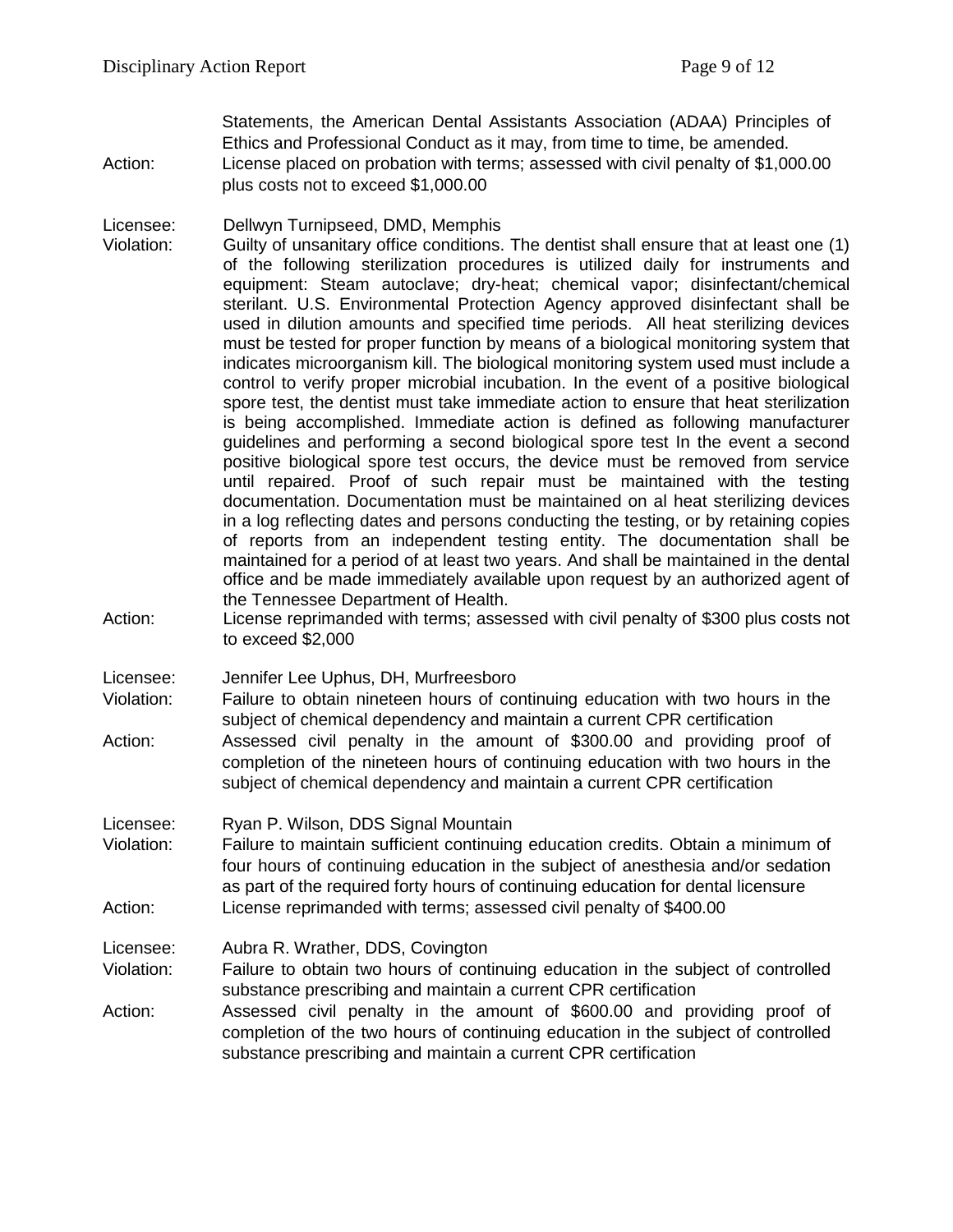Statements, the American Dental Assistants Association (ADAA) Principles of Ethics and Professional Conduct as it may, from time to time, be amended.

Action: License placed on probation with terms; assessed with civil penalty of $1,000.00 plus costs not to exceed $1,000.00

Licensee: Dellwyn Turnipseed, DMD, Memphis

Violation: Guilty of unsanitary office conditions. The dentist shall ensure that at least one (1) of the following sterilization procedures is utilized daily for instruments and equipment: Steam autoclave; dry-heat; chemical vapor; disinfectant/chemical sterilant. U.S. Environmental Protection Agency approved disinfectant shall be used in dilution amounts and specified time periods. All heat sterilizing devices must be tested for proper function by means of a biological monitoring system that indicates microorganism kill. The biological monitoring system used must include a control to verify proper microbial incubation. In the event of a positive biological spore test, the dentist must take immediate action to ensure that heat sterilization is being accomplished. Immediate action is defined as following manufacturer guidelines and performing a second biological spore test In the event a second positive biological spore test occurs, the device must be removed from service until repaired. Proof of such repair must be maintained with the testing documentation. Documentation must be maintained on al heat sterilizing devices in a log reflecting dates and persons conducting the testing, or by retaining copies of reports from an independent testing entity. The documentation shall be maintained for a period of at least two years. And shall be maintained in the dental office and be made immediately available upon request by an authorized agent of the Tennessee Department of Health.

Action: License reprimanded with terms; assessed with civil penalty of $300 plus costs not to exceed $2,000

Licensee: Jennifer Lee Uphus, DH, Murfreesboro

Violation: Failure to obtain nineteen hours of continuing education with two hours in the subject of chemical dependency and maintain a current CPR certification

Action: Assessed civil penalty in the amount of $300.00 and providing proof of completion of the nineteen hours of continuing education with two hours in the subject of chemical dependency and maintain a current CPR certification

Licensee: Ryan P. Wilson, DDS Signal Mountain

Violation: Failure to maintain sufficient continuing education credits. Obtain a minimum of four hours of continuing education in the subject of anesthesia and/or sedation as part of the required forty hours of continuing education for dental licensure

Action: License reprimanded with terms; assessed civil penalty of $400.00

Licensee: Aubra R. Wrather, DDS, Covington

Violation: Failure to obtain two hours of continuing education in the subject of controlled substance prescribing and maintain a current CPR certification

Action: Assessed civil penalty in the amount of $600.00 and providing proof of completion of the two hours of continuing education in the subject of controlled substance prescribing and maintain a current CPR certification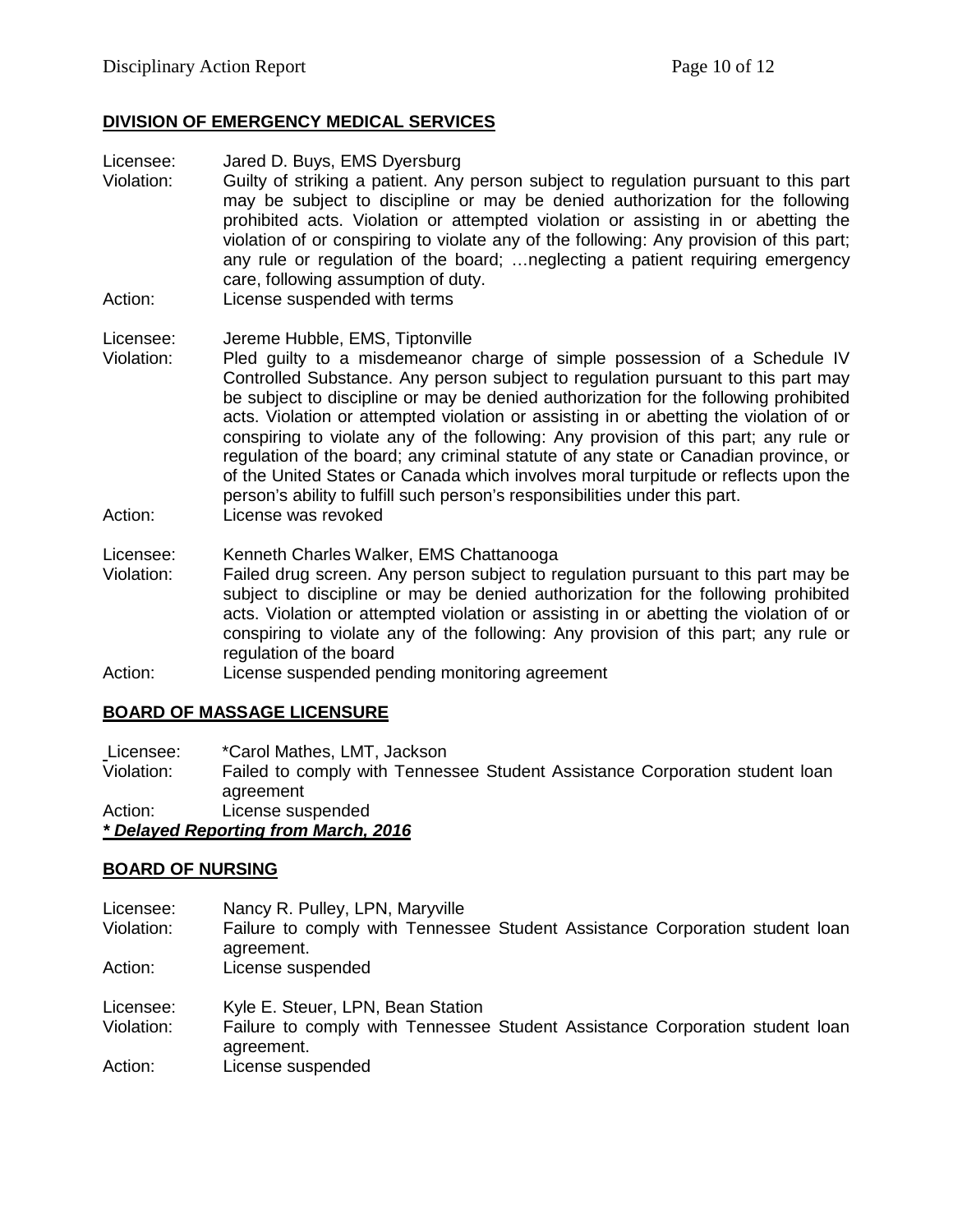## DIVISION OF EMERGENCY MEDICAL SERVICES

Licensee: Jared D. Buys, EMS Dyersburg
Violation: Guilty of striking a patient. Any person subject to regulation pursuant to this part may be subject to discipline or may be denied authorization for the following prohibited acts. Violation or attempted violation or assisting in or abetting the violation of or conspiring to violate any of the following: Any provision of this part; any rule or regulation of the board; …neglecting a patient requiring emergency care, following assumption of duty.
Action: License suspended with terms

Licensee: Jereme Hubble, EMS, Tiptonville
Violation: Pled guilty to a misdemeanor charge of simple possession of a Schedule IV Controlled Substance. Any person subject to regulation pursuant to this part may be subject to discipline or may be denied authorization for the following prohibited acts. Violation or attempted violation or assisting in or abetting the violation of or conspiring to violate any of the following: Any provision of this part; any rule or regulation of the board; any criminal statute of any state or Canadian province, or of the United States or Canada which involves moral turpitude or reflects upon the person's ability to fulfill such person's responsibilities under this part.
Action: License was revoked

Licensee: Kenneth Charles Walker, EMS Chattanooga
Violation: Failed drug screen. Any person subject to regulation pursuant to this part may be subject to discipline or may be denied authorization for the following prohibited acts. Violation or attempted violation or assisting in or abetting the violation of or conspiring to violate any of the following: Any provision of this part; any rule or regulation of the board
Action: License suspended pending monitoring agreement

## BOARD OF MASSAGE LICENSURE

Licensee: *Carol Mathes, LMT, Jackson
Violation: Failed to comply with Tennessee Student Assistance Corporation student loan agreement
Action: License suspended

***\* Delayed Reporting from March, 2016***

## BOARD OF NURSING

Licensee: Nancy R. Pulley, LPN, Maryville
Violation: Failure to comply with Tennessee Student Assistance Corporation student loan agreement.
Action: License suspended

Licensee: Kyle E. Steuer, LPN, Bean Station
Violation: Failure to comply with Tennessee Student Assistance Corporation student loan agreement.
Action: License suspended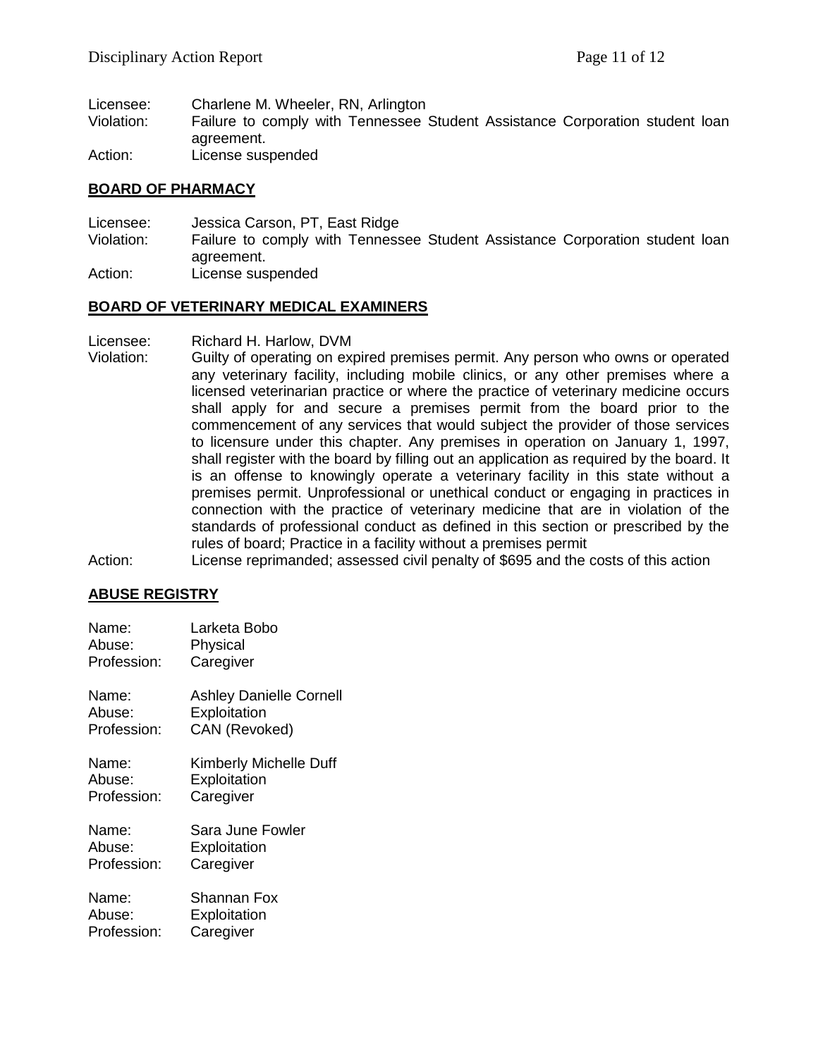Licensee: Charlene M. Wheeler, RN, Arlington
Violation: Failure to comply with Tennessee Student Assistance Corporation student loan agreement.
Action: License suspended

## BOARD OF PHARMACY

Licensee: Jessica Carson, PT, East Ridge
Violation: Failure to comply with Tennessee Student Assistance Corporation student loan agreement.
Action: License suspended

## BOARD OF VETERINARY MEDICAL EXAMINERS

Licensee: Richard H. Harlow, DVM
Violation: Guilty of operating on expired premises permit. Any person who owns or operated any veterinary facility, including mobile clinics, or any other premises where a licensed veterinarian practice or where the practice of veterinary medicine occurs shall apply for and secure a premises permit from the board prior to the commencement of any services that would subject the provider of those services to licensure under this chapter. Any premises in operation on January 1, 1997, shall register with the board by filling out an application as required by the board. It is an offense to knowingly operate a veterinary facility in this state without a premises permit. Unprofessional or unethical conduct or engaging in practices in connection with the practice of veterinary medicine that are in violation of the standards of professional conduct as defined in this section or prescribed by the rules of board; Practice in a facility without a premises permit
Action: License reprimanded; assessed civil penalty of $695 and the costs of this action

## ABUSE REGISTRY

Name: Larketa Bobo
Abuse: Physical
Profession: Caregiver

Name: Ashley Danielle Cornell
Abuse: Exploitation
Profession: CAN (Revoked)

Name: Kimberly Michelle Duff
Abuse: Exploitation
Profession: Caregiver

Name: Sara June Fowler
Abuse: Exploitation
Profession: Caregiver

Name: Shannan Fox
Abuse: Exploitation
Profession: Caregiver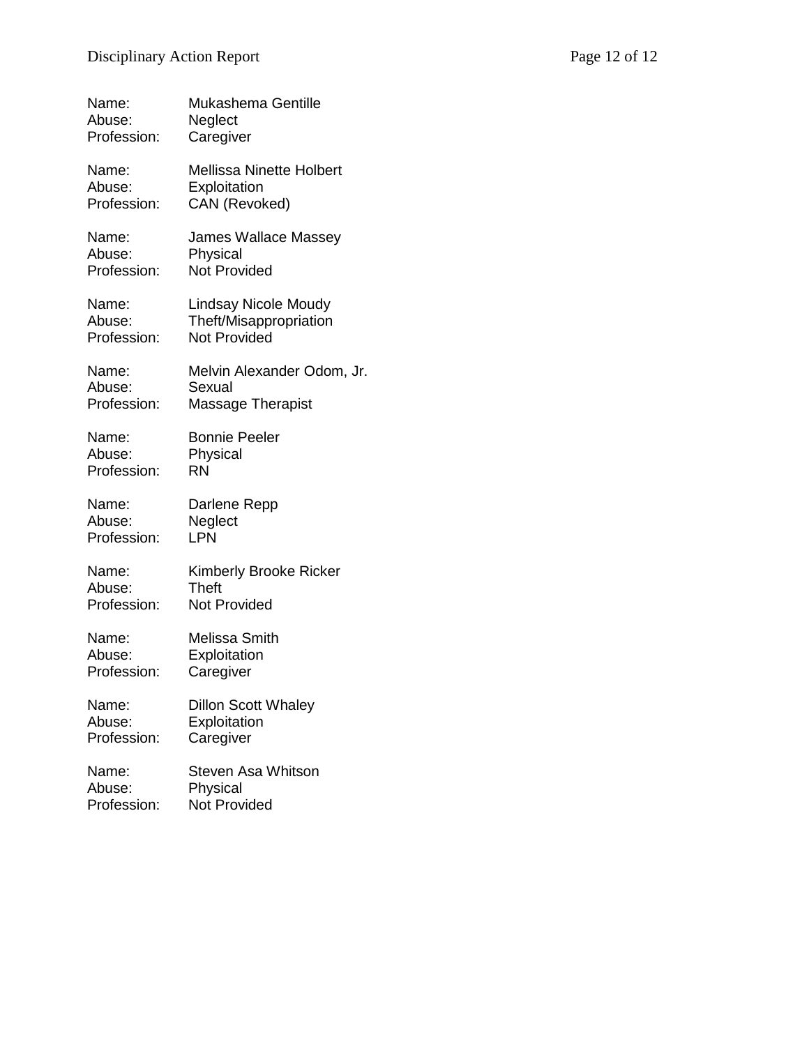Name: Mukashema Gentille
Abuse: Neglect
Profession: Caregiver

Name: Mellissa Ninette Holbert
Abuse: Exploitation
Profession: CAN (Revoked)

Name: James Wallace Massey
Abuse: Physical
Profession: Not Provided

Name: Lindsay Nicole Moudy
Abuse: Theft/Misappropriation
Profession: Not Provided

Name: Melvin Alexander Odom, Jr.
Abuse: Sexual
Profession: Massage Therapist

Name: Bonnie Peeler
Abuse: Physical
Profession: RN

Name: Darlene Repp
Abuse: Neglect
Profession: LPN

Name: Kimberly Brooke Ricker
Abuse: Theft
Profession: Not Provided

Name: Melissa Smith
Abuse: Exploitation
Profession: Caregiver

Name: Dillon Scott Whaley
Abuse: Exploitation
Profession: Caregiver

Name: Steven Asa Whitson
Abuse: Physical
Profession: Not Provided